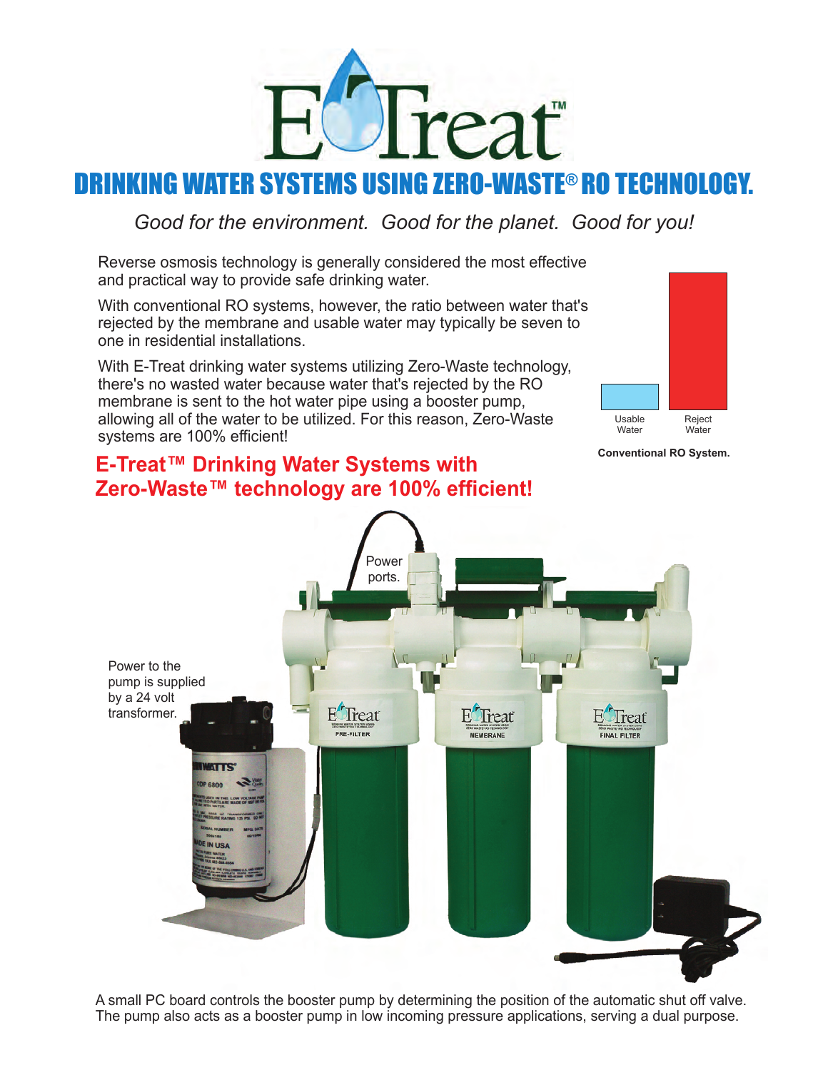# E-Treat™

## DRINKING WATER SYSTEMS USING ZERO-WASTE® RO TECHNOLOGY.

*Good for the environment. Good for the planet. Good for you!*

Reverse osmosis technology is generally considered the most effective and practical way to provide safe drinking water.

With conventional RO systems, however, the ratio between water that's rejected by the membrane and usable water may typically be seven to one in residential installations.

With E-Treat drinking water systems utilizing Zero-Waste technology, there's no wasted water because water that's rejected by the RO membrane is sent to the hot water pipe using a booster pump, allowing all of the water to be utilized. For this reason, Zero-Waste systems are 100% efficient!

Usable Water | Reject Water

**Conventional RO System.**

## E-Treat™ Drinking Water Systems with Zero-Waste™ technology are 100% efficient!

Power ports.

Power to the pump is supplied by a 24 volt transformer.

A small PC board controls the booster pump by determining the position of the automatic shut off valve. The pump also acts as a booster pump in low incoming pressure applications, serving a dual purpose.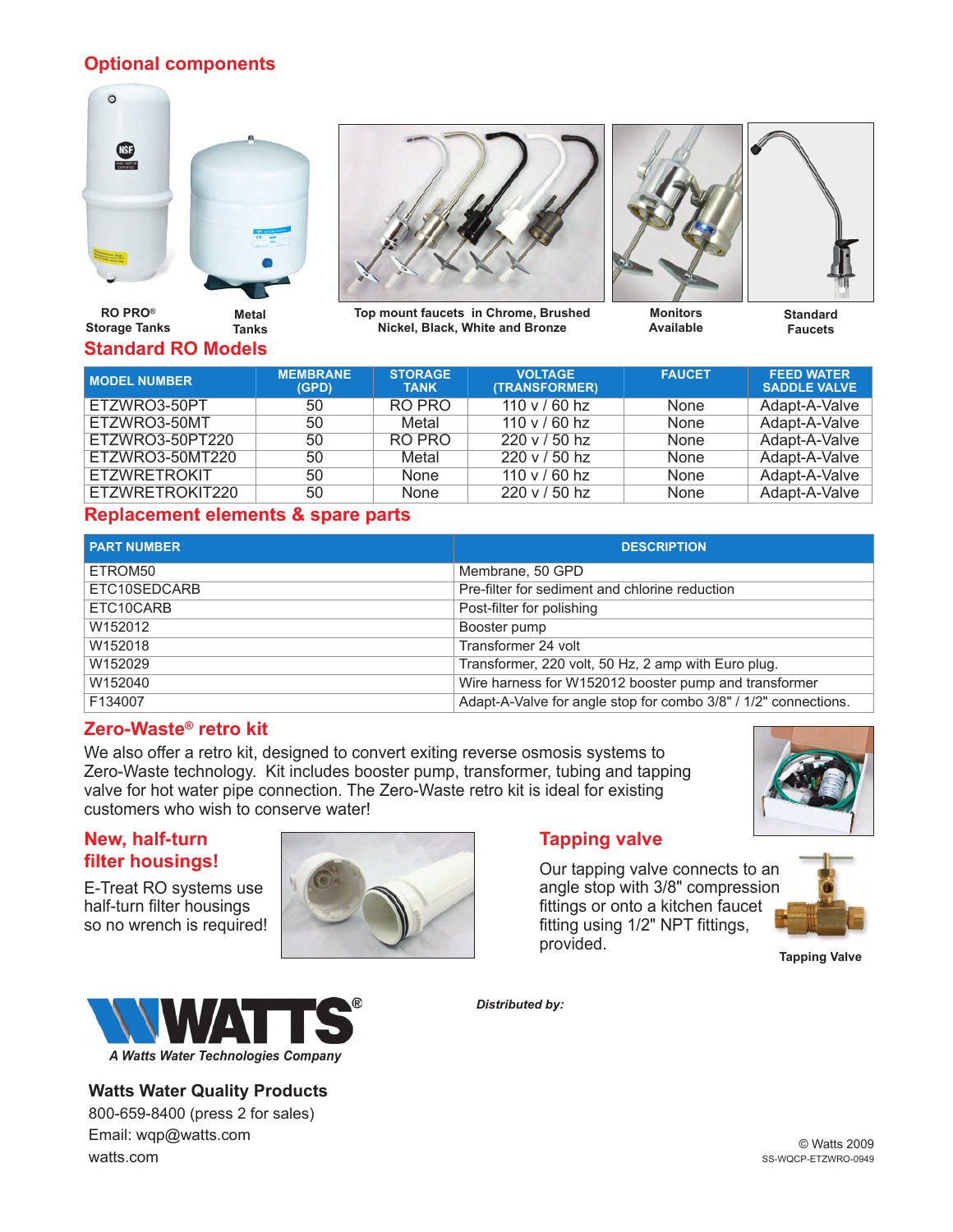## Optional components

RO PRO® Storage Tanks

Metal Tanks

Top mount faucets in Chrome, Brushed Nickel, Black, White and Bronze

Monitors Available

Standard Faucets

## Standard RO Models

| MODEL NUMBER | MEMBRANE (GPD) | STORAGE TANK | VOLTAGE (TRANSFORMER) | FAUCET | FEED WATER SADDLE VALVE |
|---|---|---|---|---|---|
| ETZWRO3-50PT | 50 | RO PRO | 110 v / 60 hz | None | Adapt-A-Valve |
| ETZWRO3-50MT | 50 | Metal | 110 v / 60 hz | None | Adapt-A-Valve |
| ETZWRO3-50PT220 | 50 | RO PRO | 220 v / 50 hz | None | Adapt-A-Valve |
| ETZWRO3-50MT220 | 50 | Metal | 220 v / 50 hz | None | Adapt-A-Valve |
| ETZWRETROKIT | 50 | None | 110 v / 60 hz | None | Adapt-A-Valve |
| ETZWRETROKIT220 | 50 | None | 220 v / 50 hz | None | Adapt-A-Valve |

## Replacement elements & spare parts

| PART NUMBER | DESCRIPTION |
|---|---|
| ETROM50 | Membrane, 50 GPD |
| ETC10SEDCARB | Pre-filter for sediment and chlorine reduction |
| ETC10CARB | Post-filter for polishing |
| W152012 | Booster pump |
| W152018 | Transformer 24 volt |
| W152029 | Transformer, 220 volt, 50 Hz, 2 amp with Euro plug. |
| W152040 | Wire harness for W152012 booster pump and transformer |
| F134007 | Adapt-A-Valve for angle stop for combo 3/8" / 1/2" connections. |

## Zero-Waste® retro kit

We also offer a retro kit, designed to convert exiting reverse osmosis systems to Zero-Waste technology. Kit includes booster pump, transformer, tubing and tapping valve for hot water pipe connection. The Zero-Waste retro kit is ideal for existing customers who wish to conserve water!

## New, half-turn filter housings!

E-Treat RO systems use half-turn filter housings so no wrench is required!

## Tapping valve

Our tapping valve connects to an angle stop with 3/8" compression fittings or onto a kitchen faucet fitting using 1/2" NPT fittings, provided.

Tapping Valve

WATTS®

*A Watts Water Technologies Company*

*Distributed by:*

**Watts Water Quality Products**
800-659-8400 (press 2 for sales)
Email: wqp@watts.com
watts.com

© Watts 2009
SS-WQCP-ETZWRO-0949